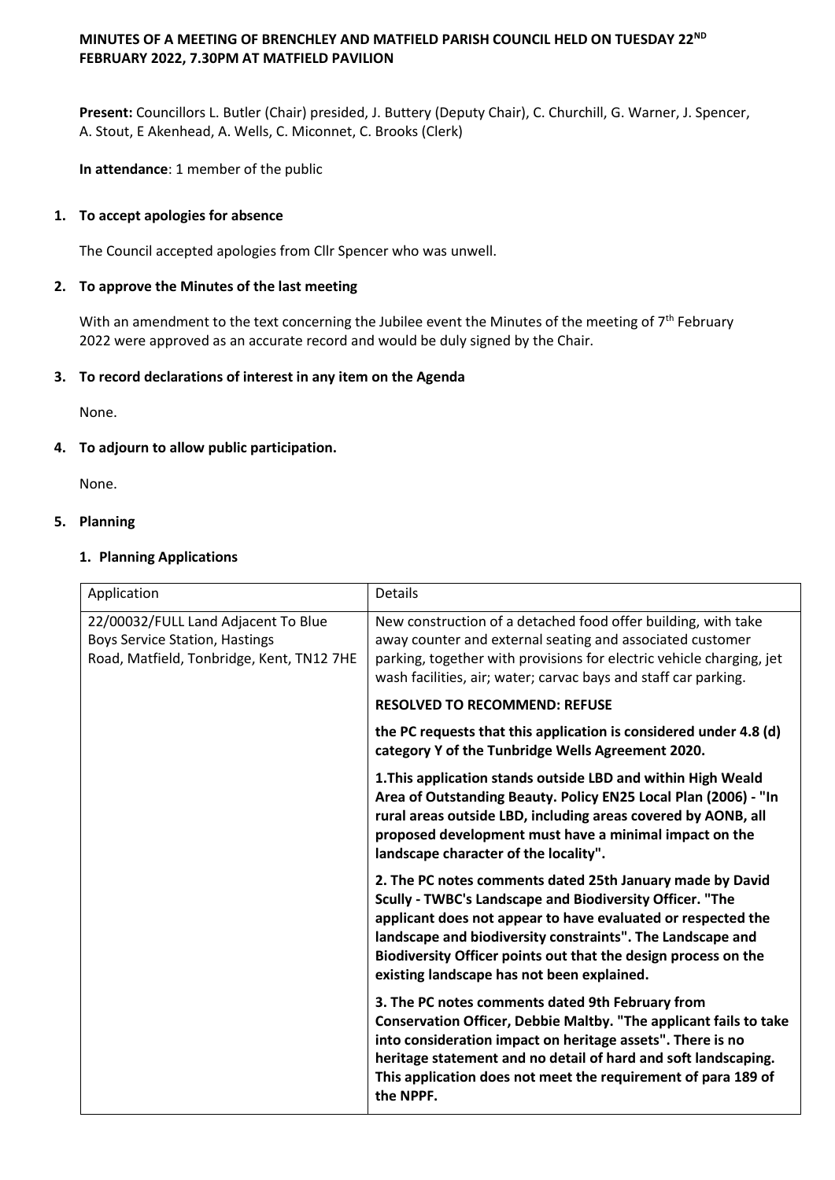**MINUTES OF A MEETING OF BRENCHLEY AND MATFIELD PARISH COUNCIL HELD ON TUESDAY 22ND FEBRUARY 2022, 7.30PM AT MATFIELD PAVILION**

**Present:** Councillors L. Butler (Chair) presided, J. Buttery (Deputy Chair), C. Churchill, G. Warner, J. Spencer, A. Stout, E Akenhead, A. Wells, C. Miconnet, C. Brooks (Clerk)

**In attendance**: 1 member of the public

**1. To accept apologies for absence**

The Council accepted apologies from Cllr Spencer who was unwell.

**2. To approve the Minutes of the last meeting**

With an amendment to the text concerning the Jubilee event the Minutes of the meeting of 7th February 2022 were approved as an accurate record and would be duly signed by the Chair.

**3. To record declarations of interest in any item on the Agenda**

None.

**4. To adjourn to allow public participation.**

None.

**5. Planning**

**1. Planning Applications**

| Application | Details |
|---|---|
| 22/00032/FULL Land Adjacent To Blue Boys Service Station, Hastings Road, Matfield, Tonbridge, Kent, TN12 7HE | New construction of a detached food offer building, with take away counter and external seating and associated customer parking, together with provisions for electric vehicle charging, jet wash facilities, air; water; carvac bays and staff car parking. |
| | **RESOLVED TO RECOMMEND: REFUSE** |
| | **the PC requests that this application is considered under 4.8 (d) category Y of the Tunbridge Wells Agreement 2020.** |
| | **1.This application stands outside LBD and within High Weald Area of Outstanding Beauty. Policy EN25 Local Plan (2006) - "In rural areas outside LBD, including areas covered by AONB, all proposed development must have a minimal impact on the landscape character of the locality".** |
| | **2. The PC notes comments dated 25th January made by David Scully - TWBC's Landscape and Biodiversity Officer. "The applicant does not appear to have evaluated or respected the landscape and biodiversity constraints". The Landscape and Biodiversity Officer points out that the design process on the existing landscape has not been explained.** |
| | **3. The PC notes comments dated 9th February from Conservation Officer, Debbie Maltby. "The applicant fails to take into consideration impact on heritage assets". There is no heritage statement and no detail of hard and soft landscaping. This application does not meet the requirement of para 189 of the NPPF.** |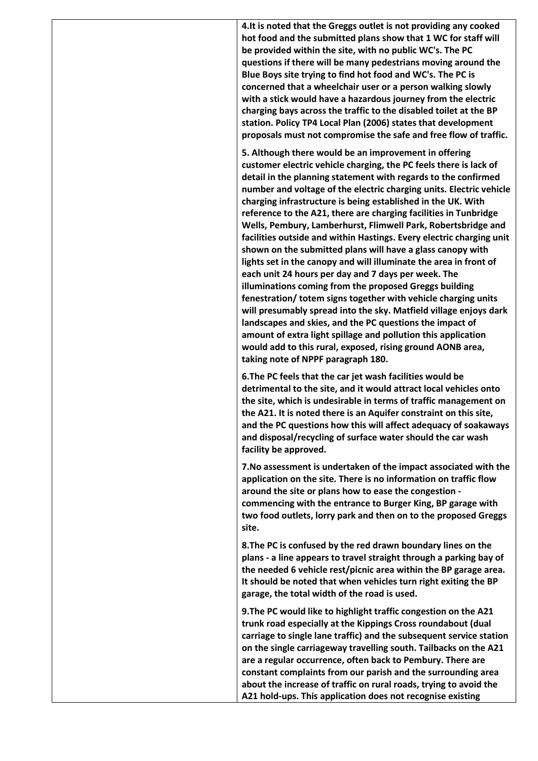| | |
|---|---|
| | **4.It is noted that the Greggs outlet is not providing any cooked hot food and the submitted plans show that 1 WC for staff will be provided within the site, with no public WC's. The PC questions if there will be many pedestrians moving around the Blue Boys site trying to find hot food and WC's. The PC is concerned that a wheelchair user or a person walking slowly with a stick would have a hazardous journey from the electric charging bays across the traffic to the disabled toilet at the BP station. Policy TP4 Local Plan (2006) states that development proposals must not compromise the safe and free flow of traffic.**<br><br>**5. Although there would be an improvement in offering customer electric vehicle charging, the PC feels there is lack of detail in the planning statement with regards to the confirmed number and voltage of the electric charging units. Electric vehicle charging infrastructure is being established in the UK. With reference to the A21, there are charging facilities in Tunbridge Wells, Pembury, Lamberhurst, Flimwell Park, Robertsbridge and facilities outside and within Hastings. Every electric charging unit shown on the submitted plans will have a glass canopy with lights set in the canopy and will illuminate the area in front of each unit 24 hours per day and 7 days per week. The illuminations coming from the proposed Greggs building fenestration/ totem signs together with vehicle charging units will presumably spread into the sky. Matfield village enjoys dark landscapes and skies, and the PC questions the impact of amount of extra light spillage and pollution this application would add to this rural, exposed, rising ground AONB area, taking note of NPPF paragraph 180.**<br><br>**6.The PC feels that the car jet wash facilities would be detrimental to the site, and it would attract local vehicles onto the site, which is undesirable in terms of traffic management on the A21. It is noted there is an Aquifer constraint on this site, and the PC questions how this will affect adequacy of soakaways and disposal/recycling of surface water should the car wash facility be approved.**<br><br>**7.No assessment is undertaken of the impact associated with the application on the site. There is no information on traffic flow around the site or plans how to ease the congestion - commencing with the entrance to Burger King, BP garage with two food outlets, lorry park and then on to the proposed Greggs site.**<br><br>**8.The PC is confused by the red drawn boundary lines on the plans - a line appears to travel straight through a parking bay of the needed 6 vehicle rest/picnic area within the BP garage area. It should be noted that when vehicles turn right exiting the BP garage, the total width of the road is used.**<br><br>**9.The PC would like to highlight traffic congestion on the A21 trunk road especially at the Kippings Cross roundabout (dual carriage to single lane traffic) and the subsequent service station on the single carriageway travelling south. Tailbacks on the A21 are a regular occurrence, often back to Pembury. There are constant complaints from our parish and the surrounding area about the increase of traffic on rural roads, trying to avoid the A21 hold-ups. This application does not recognise existing** |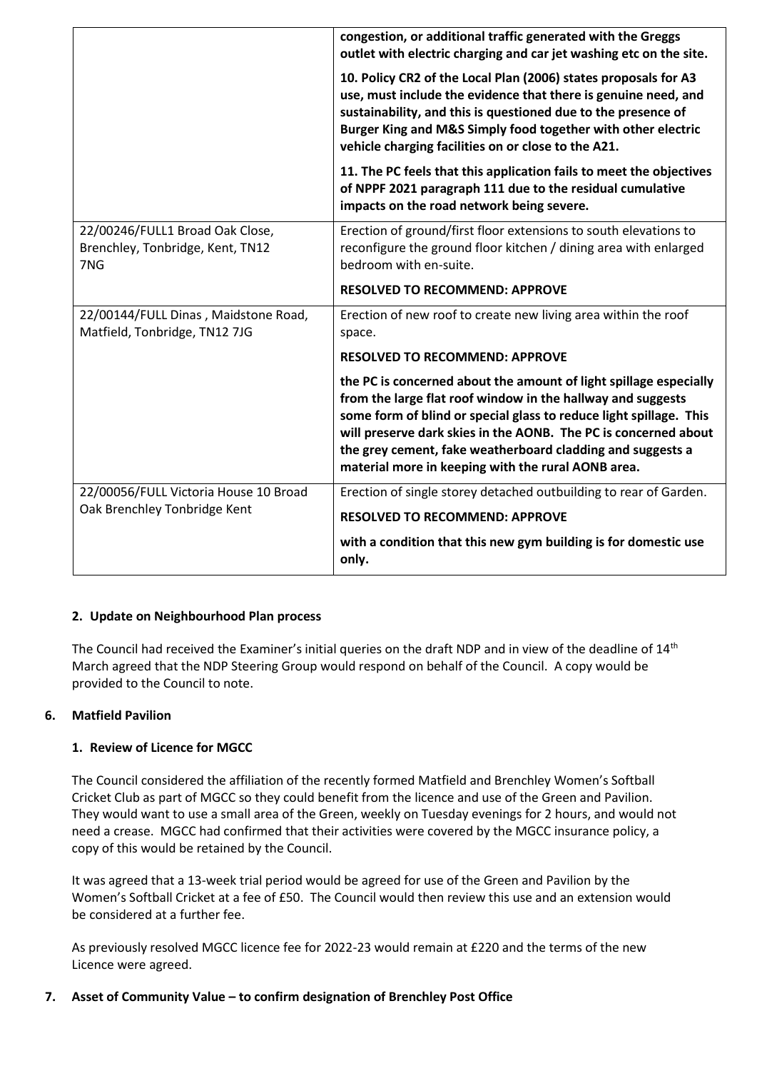|  |  |
| --- | --- |
|  | **congestion, or additional traffic generated with the Greggs outlet with electric charging and car jet washing etc on the site.**<br><br>**10. Policy CR2 of the Local Plan (2006) states proposals for A3 use, must include the evidence that there is genuine need, and sustainability, and this is questioned due to the presence of Burger King and M&S Simply food together with other electric vehicle charging facilities on or close to the A21.**<br><br>**11. The PC feels that this application fails to meet the objectives of NPPF 2021 paragraph 111 due to the residual cumulative impacts on the road network being severe.** |
| 22/00246/FULL1 Broad Oak Close, Brenchley, Tonbridge, Kent, TN12 7NG | Erection of ground/first floor extensions to south elevations to reconfigure the ground floor kitchen / dining area with enlarged bedroom with en-suite.<br><br>**RESOLVED TO RECOMMEND: APPROVE** |
| 22/00144/FULL Dinas , Maidstone Road, Matfield, Tonbridge, TN12 7JG | Erection of new roof to create new living area within the roof space.<br><br>**RESOLVED TO RECOMMEND: APPROVE**<br><br>**the PC is concerned about the amount of light spillage especially from the large flat roof window in the hallway and suggests some form of blind or special glass to reduce light spillage. This will preserve dark skies in the AONB. The PC is concerned about the grey cement, fake weatherboard cladding and suggests a material more in keeping with the rural AONB area.** |
| 22/00056/FULL Victoria House 10 Broad Oak Brenchley Tonbridge Kent | Erection of single storey detached outbuilding to rear of Garden.<br><br>**RESOLVED TO RECOMMEND: APPROVE**<br><br>**with a condition that this new gym building is for domestic use only.** |

**2. Update on Neighbourhood Plan process**

The Council had received the Examiner's initial queries on the draft NDP and in view of the deadline of 14th March agreed that the NDP Steering Group would respond on behalf of the Council. A copy would be provided to the Council to note.

**6. Matfield Pavilion**

**1. Review of Licence for MGCC**

The Council considered the affiliation of the recently formed Matfield and Brenchley Women's Softball Cricket Club as part of MGCC so they could benefit from the licence and use of the Green and Pavilion. They would want to use a small area of the Green, weekly on Tuesday evenings for 2 hours, and would not need a crease. MGCC had confirmed that their activities were covered by the MGCC insurance policy, a copy of this would be retained by the Council.

It was agreed that a 13-week trial period would be agreed for use of the Green and Pavilion by the Women's Softball Cricket at a fee of £50. The Council would then review this use and an extension would be considered at a further fee.

As previously resolved MGCC licence fee for 2022-23 would remain at £220 and the terms of the new Licence were agreed.

**7. Asset of Community Value – to confirm designation of Brenchley Post Office**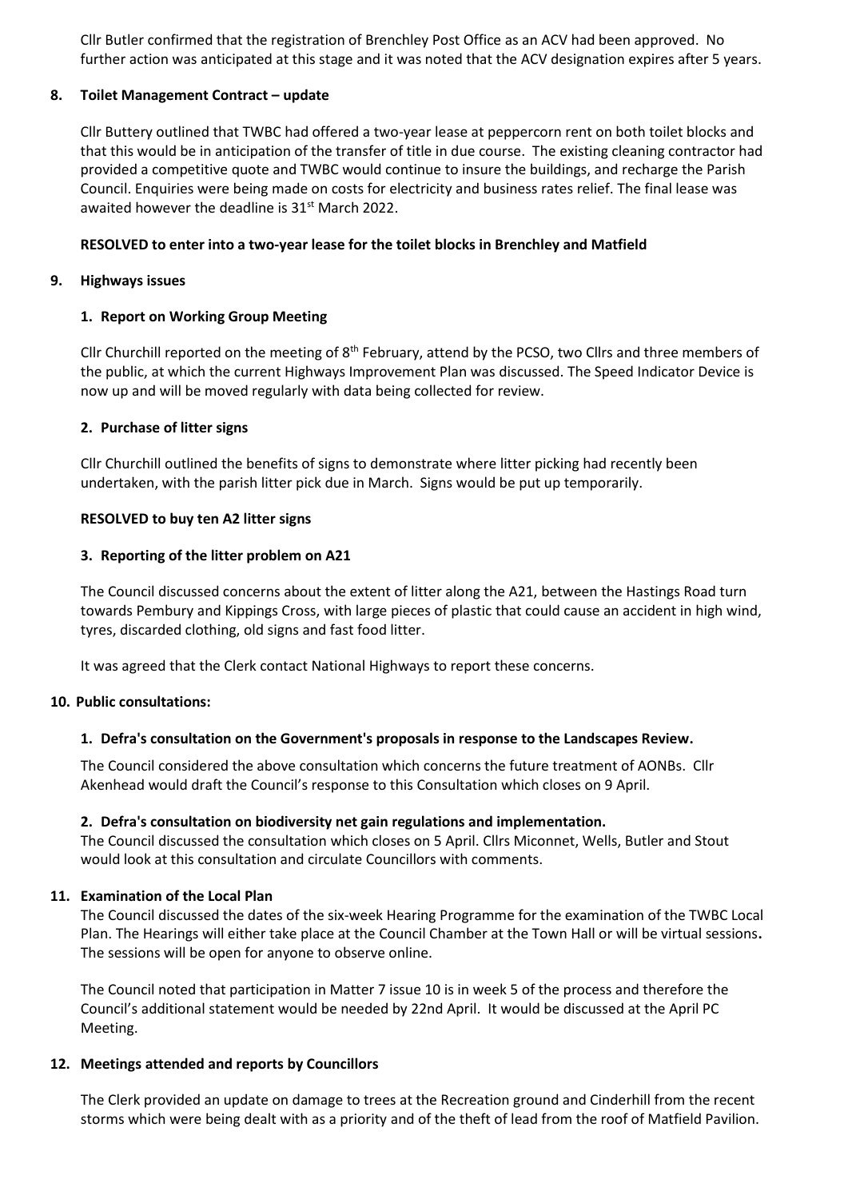Cllr Butler confirmed that the registration of Brenchley Post Office as an ACV had been approved. No further action was anticipated at this stage and it was noted that the ACV designation expires after 5 years.

**8. Toilet Management Contract – update**

Cllr Buttery outlined that TWBC had offered a two-year lease at peppercorn rent on both toilet blocks and that this would be in anticipation of the transfer of title in due course. The existing cleaning contractor had provided a competitive quote and TWBC would continue to insure the buildings, and recharge the Parish Council. Enquiries were being made on costs for electricity and business rates relief. The final lease was awaited however the deadline is 31st March 2022.

**RESOLVED to enter into a two-year lease for the toilet blocks in Brenchley and Matfield**

**9. Highways issues**

**1. Report on Working Group Meeting**

Cllr Churchill reported on the meeting of 8th February, attend by the PCSO, two Cllrs and three members of the public, at which the current Highways Improvement Plan was discussed. The Speed Indicator Device is now up and will be moved regularly with data being collected for review.

**2. Purchase of litter signs**

Cllr Churchill outlined the benefits of signs to demonstrate where litter picking had recently been undertaken, with the parish litter pick due in March. Signs would be put up temporarily.

**RESOLVED to buy ten A2 litter signs**

**3. Reporting of the litter problem on A21**

The Council discussed concerns about the extent of litter along the A21, between the Hastings Road turn towards Pembury and Kippings Cross, with large pieces of plastic that could cause an accident in high wind, tyres, discarded clothing, old signs and fast food litter.

It was agreed that the Clerk contact National Highways to report these concerns.

**10. Public consultations:**

**1. Defra's consultation on the Government's proposals in response to the Landscapes Review.**

The Council considered the above consultation which concerns the future treatment of AONBs. Cllr Akenhead would draft the Council's response to this Consultation which closes on 9 April.

**2. Defra's consultation on biodiversity net gain regulations and implementation.**

The Council discussed the consultation which closes on 5 April. Cllrs Miconnet, Wells, Butler and Stout would look at this consultation and circulate Councillors with comments.

**11. Examination of the Local Plan**

The Council discussed the dates of the six-week Hearing Programme for the examination of the TWBC Local Plan. The Hearings will either take place at the Council Chamber at the Town Hall or will be virtual sessions**.** The sessions will be open for anyone to observe online.

The Council noted that participation in Matter 7 issue 10 is in week 5 of the process and therefore the Council's additional statement would be needed by 22nd April. It would be discussed at the April PC Meeting.

**12. Meetings attended and reports by Councillors**

The Clerk provided an update on damage to trees at the Recreation ground and Cinderhill from the recent storms which were being dealt with as a priority and of the theft of lead from the roof of Matfield Pavilion.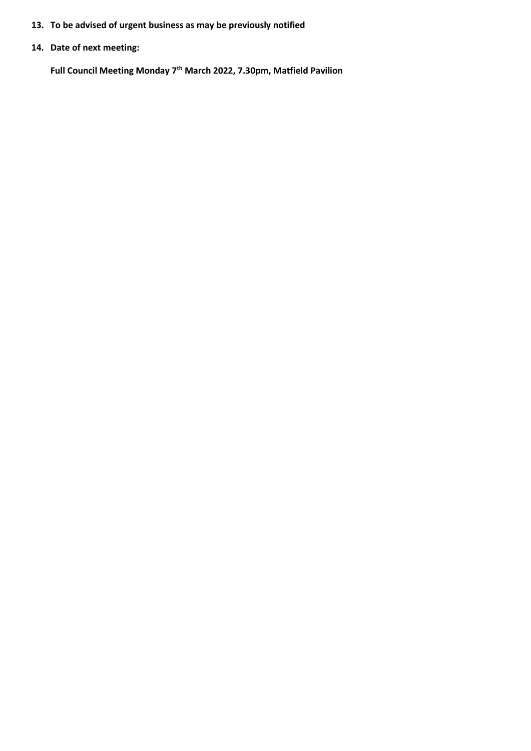**13. To be advised of urgent business as may be previously notified**

**14. Date of next meeting:**

**Full Council Meeting Monday 7th March 2022, 7.30pm, Matfield Pavilion**